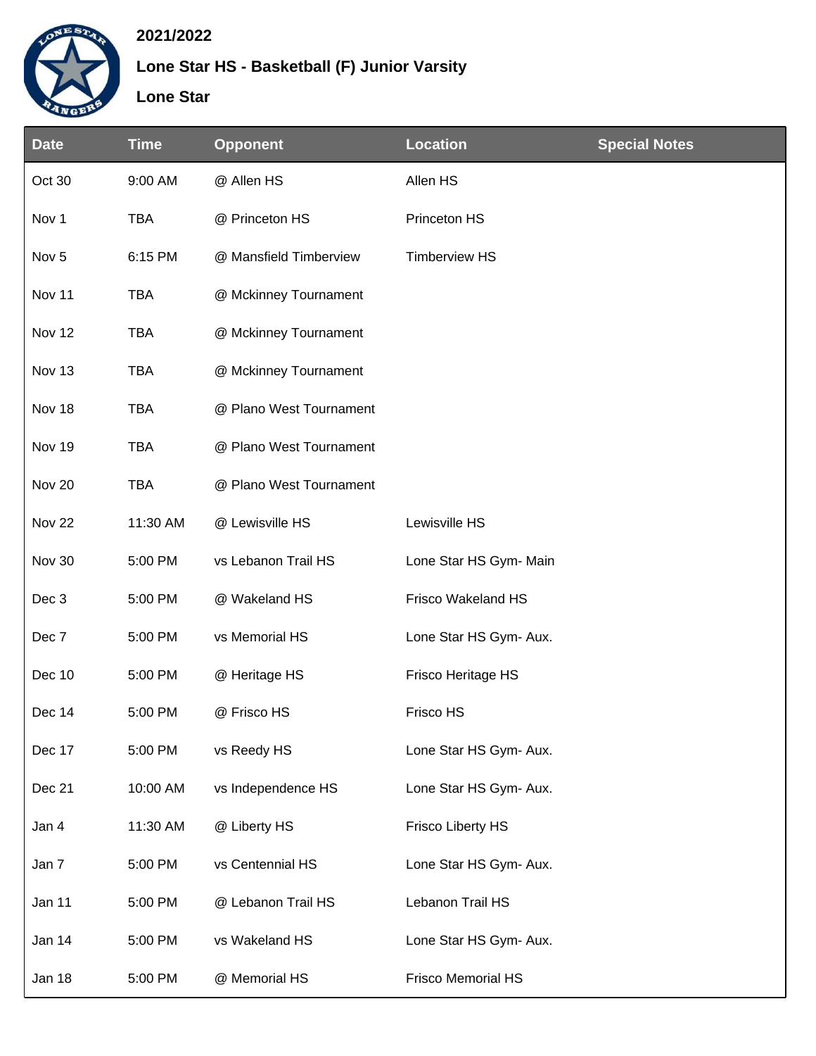**2021/2022**

**Lone Star HS - Basketball (F) Junior Varsity**

**Lone Star**

| Date | Time | Opponent | Location | Special Notes |
|---|---|---|---|---|
| Oct 30 | 9:00 AM | @ Allen HS | Allen HS | |
| Nov 1 | TBA | @ Princeton HS | Princeton HS | |
| Nov 5 | 6:15 PM | @ Mansfield Timberview | Timberview HS | |
| Nov 11 | TBA | @ Mckinney Tournament | | |
| Nov 12 | TBA | @ Mckinney Tournament | | |
| Nov 13 | TBA | @ Mckinney Tournament | | |
| Nov 18 | TBA | @ Plano West Tournament | | |
| Nov 19 | TBA | @ Plano West Tournament | | |
| Nov 20 | TBA | @ Plano West Tournament | | |
| Nov 22 | 11:30 AM | @ Lewisville HS | Lewisville HS | |
| Nov 30 | 5:00 PM | vs Lebanon Trail HS | Lone Star HS Gym- Main | |
| Dec 3 | 5:00 PM | @ Wakeland HS | Frisco Wakeland HS | |
| Dec 7 | 5:00 PM | vs Memorial HS | Lone Star HS Gym- Aux. | |
| Dec 10 | 5:00 PM | @ Heritage HS | Frisco Heritage HS | |
| Dec 14 | 5:00 PM | @ Frisco HS | Frisco HS | |
| Dec 17 | 5:00 PM | vs Reedy HS | Lone Star HS Gym- Aux. | |
| Dec 21 | 10:00 AM | vs Independence HS | Lone Star HS Gym- Aux. | |
| Jan 4 | 11:30 AM | @ Liberty HS | Frisco Liberty HS | |
| Jan 7 | 5:00 PM | vs Centennial HS | Lone Star HS Gym- Aux. | |
| Jan 11 | 5:00 PM | @ Lebanon Trail HS | Lebanon Trail HS | |
| Jan 14 | 5:00 PM | vs Wakeland HS | Lone Star HS Gym- Aux. | |
| Jan 18 | 5:00 PM | @ Memorial HS | Frisco Memorial HS | |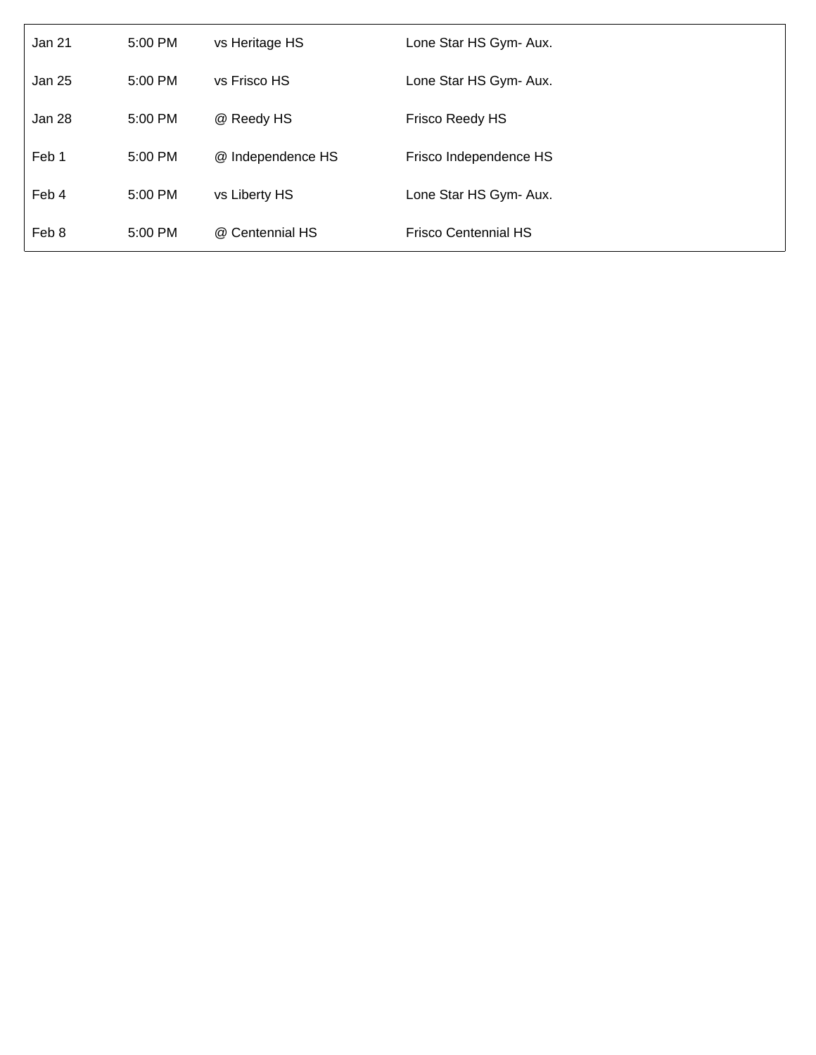| | | | |
|---|---|---|---|
| Jan 21 | 5:00 PM | vs Heritage HS | Lone Star HS Gym- Aux. |
| Jan 25 | 5:00 PM | vs Frisco HS | Lone Star HS Gym- Aux. |
| Jan 28 | 5:00 PM | @ Reedy HS | Frisco Reedy HS |
| Feb 1 | 5:00 PM | @ Independence HS | Frisco Independence HS |
| Feb 4 | 5:00 PM | vs Liberty HS | Lone Star HS Gym- Aux. |
| Feb 8 | 5:00 PM | @ Centennial HS | Frisco Centennial HS |